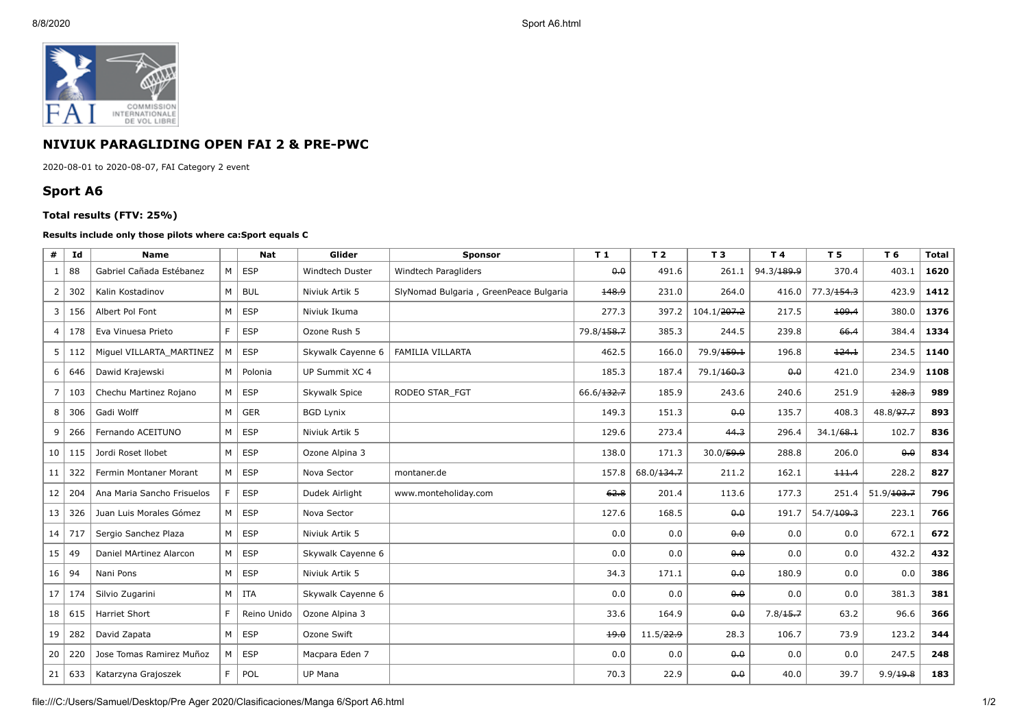## NIVIUK PARAGLIDING OPEN FAI 2 & PRE-PWC

2020-08-01 to 2020-08-07, FAI Category 2 event

## Sport A6

#### Total results (FTV: 25%)

**Results include only those pilots where ca:Sport equals C**

| # | Id | Name | | Nat | Glider | Sponsor | T 1 | T 2 | T 3 | T 4 | T 5 | T 6 | Total |
|---|---|---|---|---|---|---|---|---|---|---|---|---|---|
| 1 | 88 | Gabriel Cañada Estébanez | M | ESP | Windtech Duster | Windtech Paragliders | ~~0.0~~ | 491.6 | 261.1 | 94.3/~~189.9~~ | 370.4 | 403.1 | **1620** |
| 2 | 302 | Kalin Kostadinov | M | BUL | Niviuk Artik 5 | SlyNomad Bulgaria , GreenPeace Bulgaria | ~~148.9~~ | 231.0 | 264.0 | 416.0 | 77.3/~~154.3~~ | 423.9 | **1412** |
| 3 | 156 | Albert Pol Font | M | ESP | Niviuk Ikuma | | 277.3 | 397.2 | 104.1/~~207.2~~ | 217.5 | ~~109.4~~ | 380.0 | **1376** |
| 4 | 178 | Eva Vinuesa Prieto | F | ESP | Ozone Rush 5 | | 79.8/~~158.7~~ | 385.3 | 244.5 | 239.8 | ~~66.4~~ | 384.4 | **1334** |
| 5 | 112 | Miguel VILLARTA_MARTINEZ | M | ESP | Skywalk Cayenne 6 | FAMILIA VILLARTA | 462.5 | 166.0 | 79.9/~~159.1~~ | 196.8 | ~~124.1~~ | 234.5 | **1140** |
| 6 | 646 | Dawid Krajewski | M | Polonia | UP Summit XC 4 | | 185.3 | 187.4 | 79.1/~~160.3~~ | ~~0.0~~ | 421.0 | 234.9 | **1108** |
| 7 | 103 | Chechu Martinez Rojano | M | ESP | Skywalk Spice | RODEO STAR_FGT | 66.6/~~132.7~~ | 185.9 | 243.6 | 240.6 | 251.9 | ~~128.3~~ | **989** |
| 8 | 306 | Gadi Wolff | M | GER | BGD Lynix | | 149.3 | 151.3 | ~~0.0~~ | 135.7 | 408.3 | 48.8/~~97.7~~ | **893** |
| 9 | 266 | Fernando ACEITUNO | M | ESP | Niviuk Artik 5 | | 129.6 | 273.4 | ~~44.3~~ | 296.4 | 34.1/~~68.1~~ | 102.7 | **836** |
| 10 | 115 | Jordi Roset llobet | M | ESP | Ozone Alpina 3 | | 138.0 | 171.3 | 30.0/~~59.9~~ | 288.8 | 206.0 | ~~0.0~~ | **834** |
| 11 | 322 | Fermin Montaner Morant | M | ESP | Nova Sector | montaner.de | 157.8 | 68.0/~~134.7~~ | 211.2 | 162.1 | ~~111.4~~ | 228.2 | **827** |
| 12 | 204 | Ana Maria Sancho Frisuelos | F | ESP | Dudek Airlight | www.monteholiday.com | ~~62.8~~ | 201.4 | 113.6 | 177.3 | 251.4 | 51.9/~~103.7~~ | **796** |
| 13 | 326 | Juan Luis Morales Gómez | M | ESP | Nova Sector | | 127.6 | 168.5 | ~~0.0~~ | 191.7 | 54.7/~~109.3~~ | 223.1 | **766** |
| 14 | 717 | Sergio Sanchez Plaza | M | ESP | Niviuk Artik 5 | | 0.0 | 0.0 | ~~0.0~~ | 0.0 | 0.0 | 672.1 | **672** |
| 15 | 49 | Daniel MArtinez Alarcon | M | ESP | Skywalk Cayenne 6 | | 0.0 | 0.0 | ~~0.0~~ | 0.0 | 0.0 | 432.2 | **432** |
| 16 | 94 | Nani Pons | M | ESP | Niviuk Artik 5 | | 34.3 | 171.1 | ~~0.0~~ | 180.9 | 0.0 | 0.0 | **386** |
| 17 | 174 | Silvio Zugarini | M | ITA | Skywalk Cayenne 6 | | 0.0 | 0.0 | ~~0.0~~ | 0.0 | 0.0 | 381.3 | **381** |
| 18 | 615 | Harriet Short | F | Reino Unido | Ozone Alpina 3 | | 33.6 | 164.9 | ~~0.0~~ | 7.8/~~15.7~~ | 63.2 | 96.6 | **366** |
| 19 | 282 | David Zapata | M | ESP | Ozone Swift | | ~~19.0~~ | 11.5/~~22.9~~ | 28.3 | 106.7 | 73.9 | 123.2 | **344** |
| 20 | 220 | Jose Tomas Ramirez Muñoz | M | ESP | Macpara Eden 7 | | 0.0 | 0.0 | ~~0.0~~ | 0.0 | 0.0 | 247.5 | **248** |
| 21 | 633 | Katarzyna Grajoszek | F | POL | UP Mana | | 70.3 | 22.9 | ~~0.0~~ | 40.0 | 39.7 | 9.9/~~19.8~~ | **183** |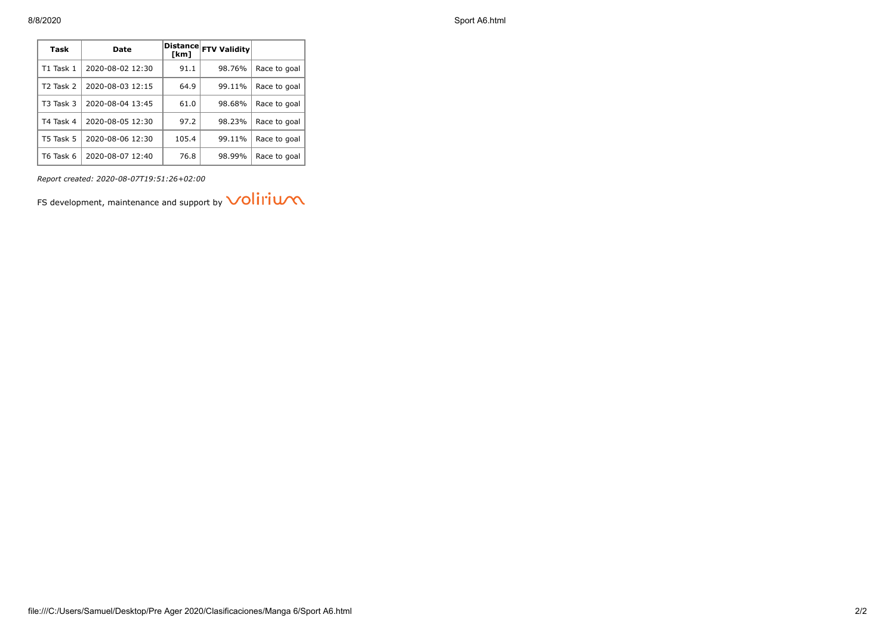| Task | Date | Distance [km] | FTV Validity | |
|---|---|---|---|---|
| T1 Task 1 | 2020-08-02 12:30 | 91.1 | 98.76% | Race to goal |
| T2 Task 2 | 2020-08-03 12:15 | 64.9 | 99.11% | Race to goal |
| T3 Task 3 | 2020-08-04 13:45 | 61.0 | 98.68% | Race to goal |
| T4 Task 4 | 2020-08-05 12:30 | 97.2 | 98.23% | Race to goal |
| T5 Task 5 | 2020-08-06 12:30 | 105.4 | 99.11% | Race to goal |
| T6 Task 6 | 2020-08-07 12:40 | 76.8 | 98.99% | Race to goal |

*Report created: 2020-08-07T19:51:26+02:00*

FS development, maintenance and support by volirium